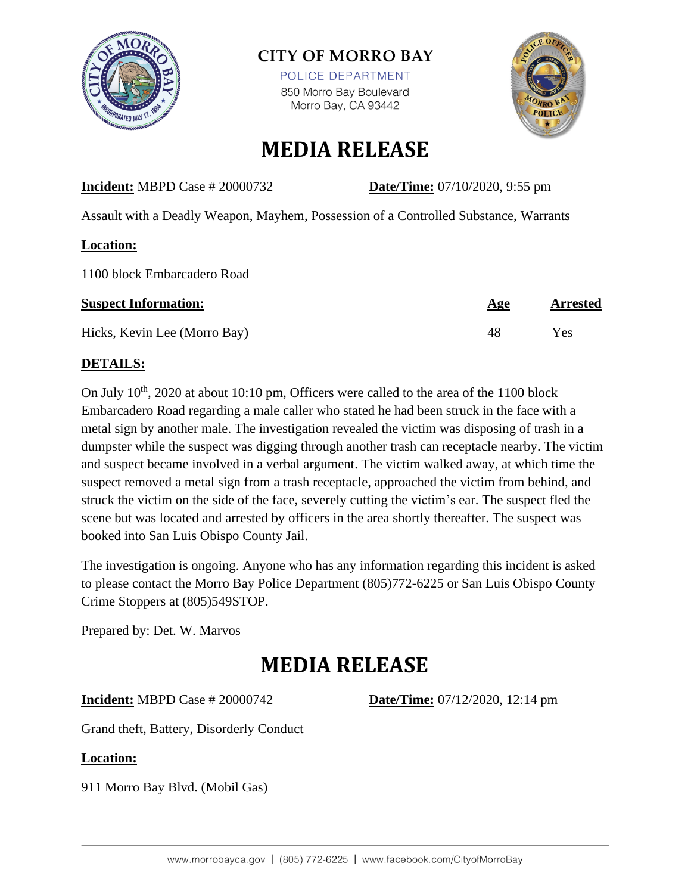# CITY OF MORRO BAY

POLICE DEPARTMENT

850 Morro Bay Boulevard

Morro Bay, CA 93442

# MEDIA RELEASE

**Incident:** MBPD Case # 20000732 **Date/Time:** 07/10/2020, 9:55 pm

Assault with a Deadly Weapon, Mayhem, Possession of a Controlled Substance, Warrants

**Location:**

1100 block Embarcadero Road

| **Suspect Information:** | **Age** | **Arrested** |
|---|---|---|
| Hicks, Kevin Lee (Morro Bay) | 48 | Yes |

**DETAILS:**

On July 10th, 2020 at about 10:10 pm, Officers were called to the area of the 1100 block Embarcadero Road regarding a male caller who stated he had been struck in the face with a metal sign by another male. The investigation revealed the victim was disposing of trash in a dumpster while the suspect was digging through another trash can receptacle nearby. The victim and suspect became involved in a verbal argument. The victim walked away, at which time the suspect removed a metal sign from a trash receptacle, approached the victim from behind, and struck the victim on the side of the face, severely cutting the victim's ear. The suspect fled the scene but was located and arrested by officers in the area shortly thereafter. The suspect was booked into San Luis Obispo County Jail.

The investigation is ongoing. Anyone who has any information regarding this incident is asked to please contact the Morro Bay Police Department (805)772-6225 or San Luis Obispo County Crime Stoppers at (805)549STOP.

Prepared by: Det. W. Marvos

# MEDIA RELEASE

**Incident:** MBPD Case # 20000742 **Date/Time:** 07/12/2020, 12:14 pm

Grand theft, Battery, Disorderly Conduct

**Location:**

911 Morro Bay Blvd. (Mobil Gas)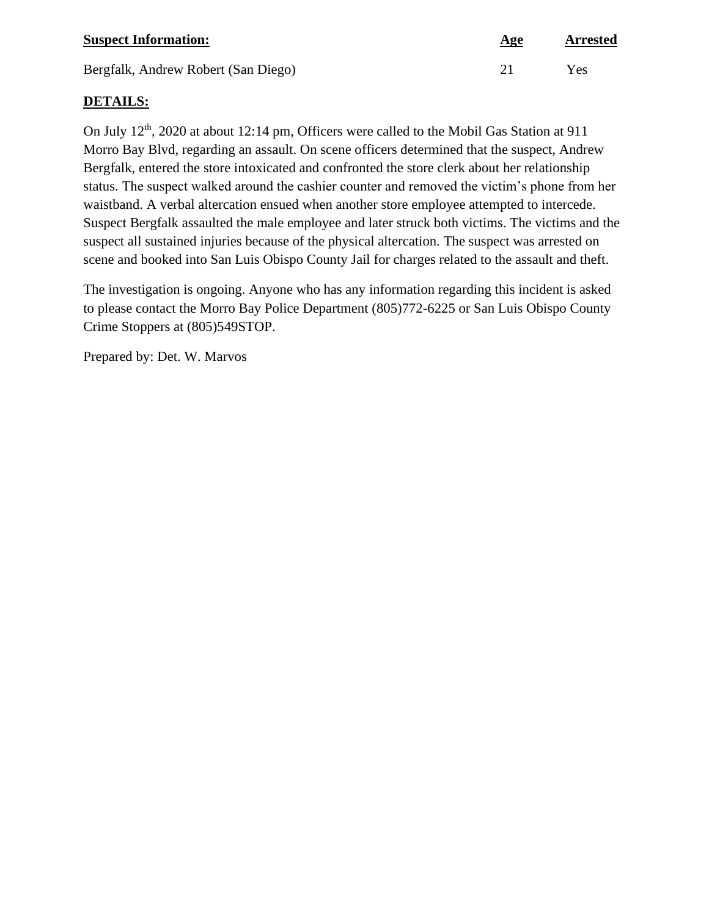| **Suspect Information:** | **Age** | **Arrested** |
| --- | --- | --- |
| Bergfalk, Andrew Robert (San Diego) | 21 | Yes |

**DETAILS:**

On July 12th, 2020 at about 12:14 pm, Officers were called to the Mobil Gas Station at 911 Morro Bay Blvd, regarding an assault. On scene officers determined that the suspect, Andrew Bergfalk, entered the store intoxicated and confronted the store clerk about her relationship status. The suspect walked around the cashier counter and removed the victim's phone from her waistband. A verbal altercation ensued when another store employee attempted to intercede. Suspect Bergfalk assaulted the male employee and later struck both victims. The victims and the suspect all sustained injuries because of the physical altercation. The suspect was arrested on scene and booked into San Luis Obispo County Jail for charges related to the assault and theft.

The investigation is ongoing. Anyone who has any information regarding this incident is asked to please contact the Morro Bay Police Department (805)772-6225 or San Luis Obispo County Crime Stoppers at (805)549STOP.

Prepared by: Det. W. Marvos